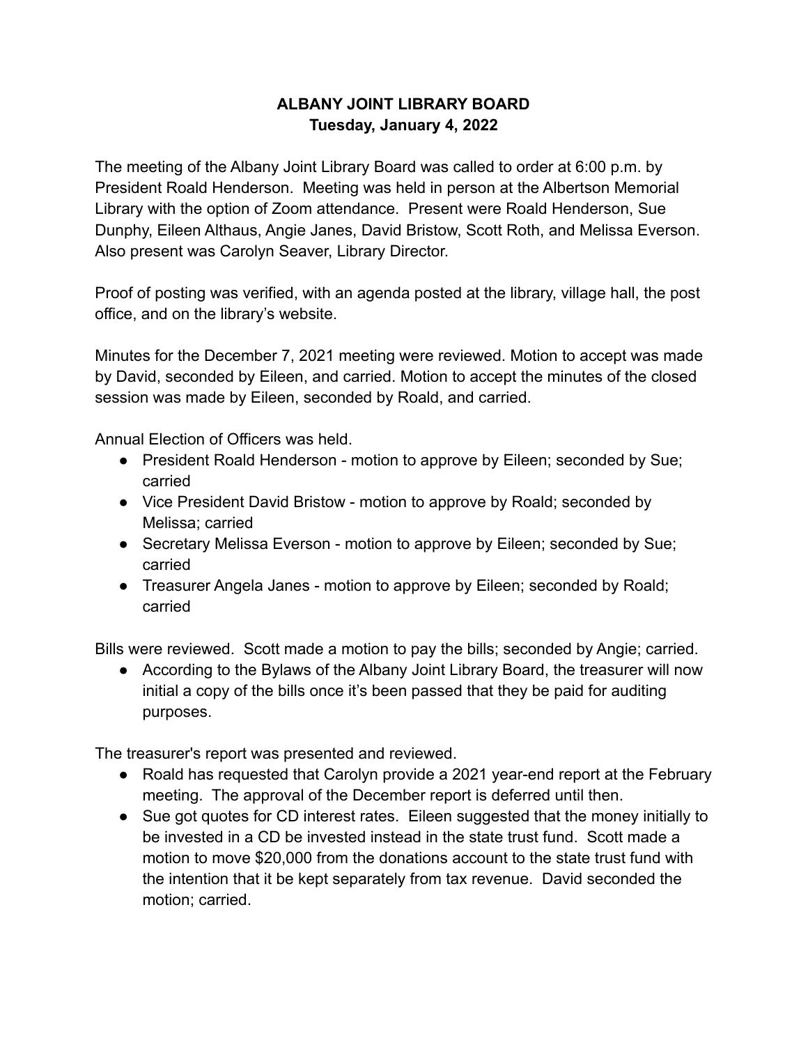# ALBANY JOINT LIBRARY BOARD
## Tuesday, January 4, 2022

The meeting of the Albany Joint Library Board was called to order at 6:00 p.m. by President Roald Henderson. Meeting was held in person at the Albertson Memorial Library with the option of Zoom attendance. Present were Roald Henderson, Sue Dunphy, Eileen Althaus, Angie Janes, David Bristow, Scott Roth, and Melissa Everson. Also present was Carolyn Seaver, Library Director.

Proof of posting was verified, with an agenda posted at the library, village hall, the post office, and on the library's website.

Minutes for the December 7, 2021 meeting were reviewed. Motion to accept was made by David, seconded by Eileen, and carried. Motion to accept the minutes of the closed session was made by Eileen, seconded by Roald, and carried.

Annual Election of Officers was held.

- President Roald Henderson - motion to approve by Eileen; seconded by Sue; carried
- Vice President David Bristow - motion to approve by Roald; seconded by Melissa; carried
- Secretary Melissa Everson - motion to approve by Eileen; seconded by Sue; carried
- Treasurer Angela Janes - motion to approve by Eileen; seconded by Roald; carried

Bills were reviewed. Scott made a motion to pay the bills; seconded by Angie; carried.

- According to the Bylaws of the Albany Joint Library Board, the treasurer will now initial a copy of the bills once it's been passed that they be paid for auditing purposes.

The treasurer's report was presented and reviewed.

- Roald has requested that Carolyn provide a 2021 year-end report at the February meeting. The approval of the December report is deferred until then.
- Sue got quotes for CD interest rates. Eileen suggested that the money initially to be invested in a CD be invested instead in the state trust fund. Scott made a motion to move $20,000 from the donations account to the state trust fund with the intention that it be kept separately from tax revenue. David seconded the motion; carried.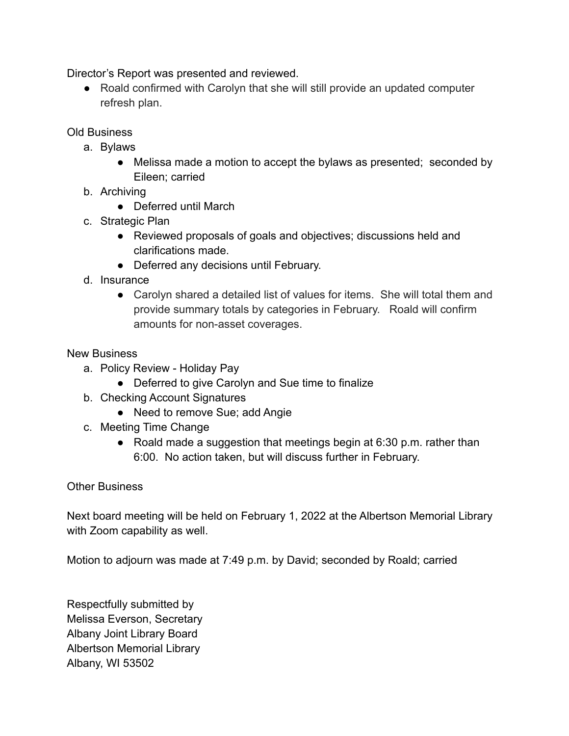Director's Report was presented and reviewed.

- Roald confirmed with Carolyn that she will still provide an updated computer refresh plan.

Old Business

a. Bylaws
   - Melissa made a motion to accept the bylaws as presented; seconded by Eileen; carried

b. Archiving
   - Deferred until March

c. Strategic Plan
   - Reviewed proposals of goals and objectives; discussions held and clarifications made.
   - Deferred any decisions until February.

d. Insurance
   - Carolyn shared a detailed list of values for items. She will total them and provide summary totals by categories in February. Roald will confirm amounts for non-asset coverages.

New Business

a. Policy Review - Holiday Pay
   - Deferred to give Carolyn and Sue time to finalize

b. Checking Account Signatures
   - Need to remove Sue; add Angie

c. Meeting Time Change
   - Roald made a suggestion that meetings begin at 6:30 p.m. rather than 6:00. No action taken, but will discuss further in February.

Other Business

Next board meeting will be held on February 1, 2022 at the Albertson Memorial Library with Zoom capability as well.

Motion to adjourn was made at 7:49 p.m. by David; seconded by Roald; carried

Respectfully submitted by
Melissa Everson, Secretary
Albany Joint Library Board
Albertson Memorial Library
Albany, WI 53502